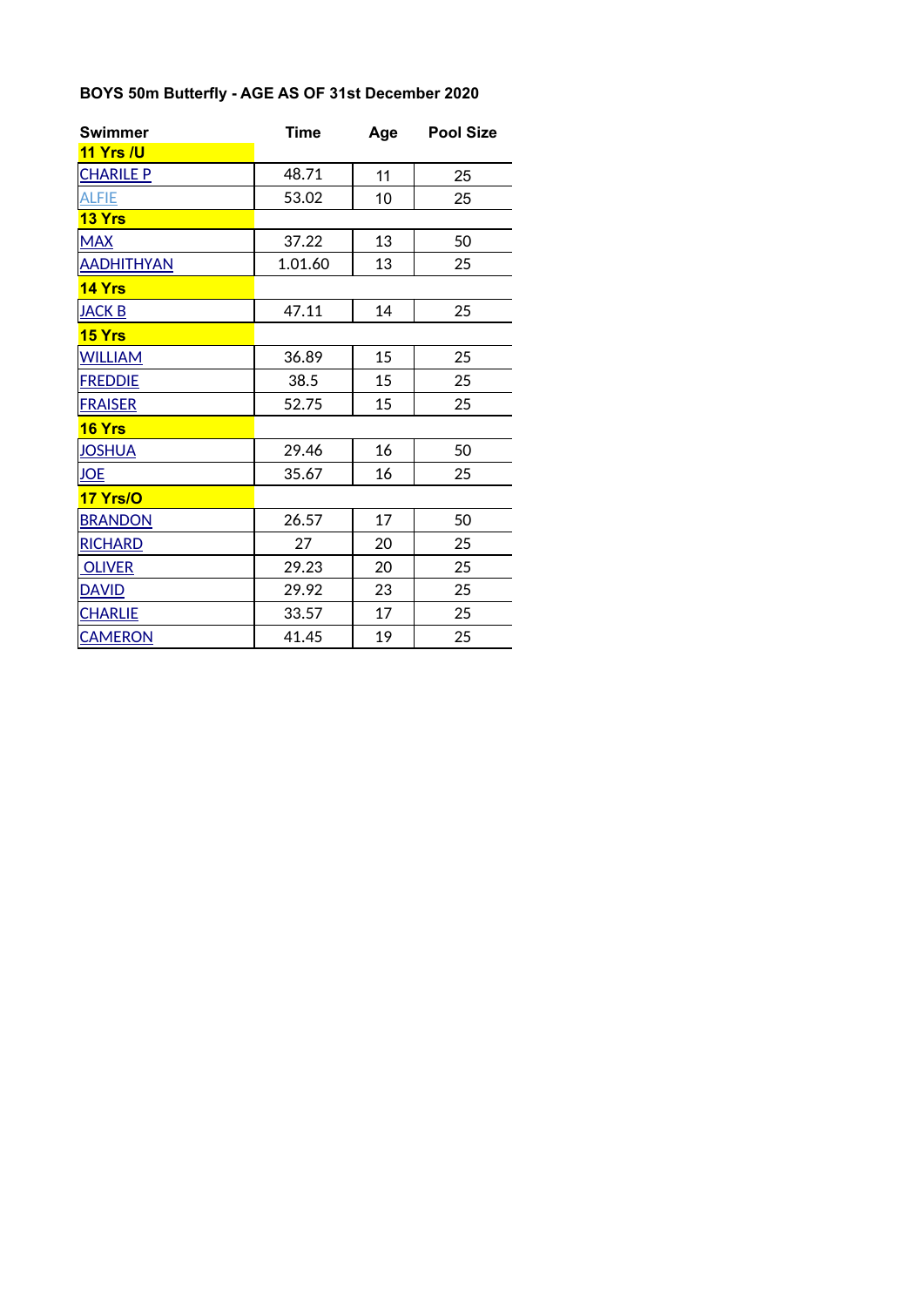### BOYS 50m Butterfly - AGE AS OF 31st December 2020

| Swimmer | Time | Age | Pool Size |
|---|---|---|---|
| **11 Yrs /U** | | | |
| CHARILE P | 48.71 | 11 | 25 |
| ALFIE | 53.02 | 10 | 25 |
| **13 Yrs** | | | |
| MAX | 37.22 | 13 | 50 |
| AADHITHYAN | 1.01.60 | 13 | 25 |
| **14 Yrs** | | | |
| JACK B | 47.11 | 14 | 25 |
| **15 Yrs** | | | |
| WILLIAM | 36.89 | 15 | 25 |
| FREDDIE | 38.5 | 15 | 25 |
| FRAISER | 52.75 | 15 | 25 |
| **16 Yrs** | | | |
| JOSHUA | 29.46 | 16 | 50 |
| JOE | 35.67 | 16 | 25 |
| **17 Yrs/O** | | | |
| BRANDON | 26.57 | 17 | 50 |
| RICHARD | 27 | 20 | 25 |
| OLIVER | 29.23 | 20 | 25 |
| DAVID | 29.92 | 23 | 25 |
| CHARLIE | 33.57 | 17 | 25 |
| CAMERON | 41.45 | 19 | 25 |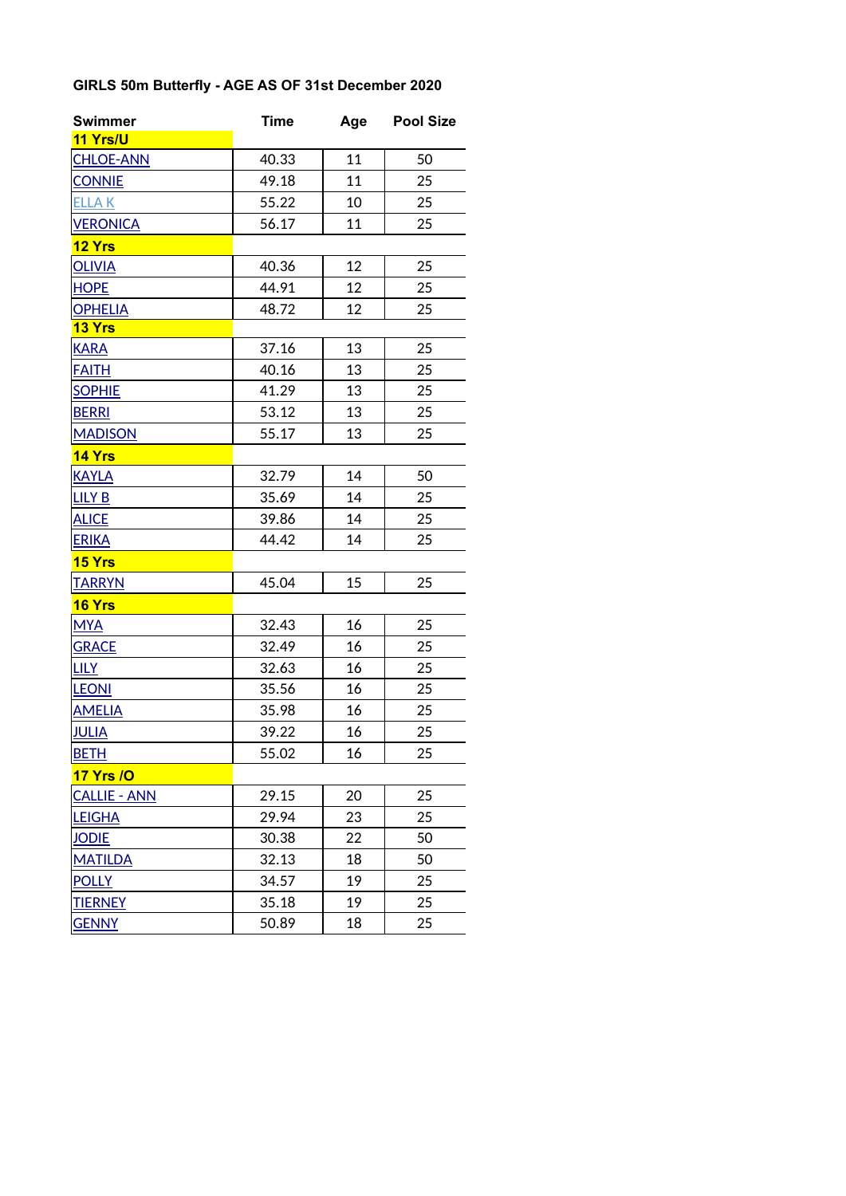## GIRLS 50m Butterfly - AGE AS OF 31st December 2020

| Swimmer | Time | Age | Pool Size |
|---|---|---|---|
| **11 Yrs/U** | | | |
| CHLOE-ANN | 40.33 | 11 | 50 |
| CONNIE | 49.18 | 11 | 25 |
| ELLA K | 55.22 | 10 | 25 |
| VERONICA | 56.17 | 11 | 25 |
| **12 Yrs** | | | |
| OLIVIA | 40.36 | 12 | 25 |
| HOPE | 44.91 | 12 | 25 |
| OPHELIA | 48.72 | 12 | 25 |
| **13 Yrs** | | | |
| KARA | 37.16 | 13 | 25 |
| FAITH | 40.16 | 13 | 25 |
| SOPHIE | 41.29 | 13 | 25 |
| BERRI | 53.12 | 13 | 25 |
| MADISON | 55.17 | 13 | 25 |
| **14 Yrs** | | | |
| KAYLA | 32.79 | 14 | 50 |
| LILY B | 35.69 | 14 | 25 |
| ALICE | 39.86 | 14 | 25 |
| ERIKA | 44.42 | 14 | 25 |
| **15 Yrs** | | | |
| TARRYN | 45.04 | 15 | 25 |
| **16 Yrs** | | | |
| MYA | 32.43 | 16 | 25 |
| GRACE | 32.49 | 16 | 25 |
| LILY | 32.63 | 16 | 25 |
| LEONI | 35.56 | 16 | 25 |
| AMELIA | 35.98 | 16 | 25 |
| JULIA | 39.22 | 16 | 25 |
| BETH | 55.02 | 16 | 25 |
| **17 Yrs /O** | | | |
| CALLIE - ANN | 29.15 | 20 | 25 |
| LEIGHA | 29.94 | 23 | 25 |
| JODIE | 30.38 | 22 | 50 |
| MATILDA | 32.13 | 18 | 50 |
| POLLY | 34.57 | 19 | 25 |
| TIERNEY | 35.18 | 19 | 25 |
| GENNY | 50.89 | 18 | 25 |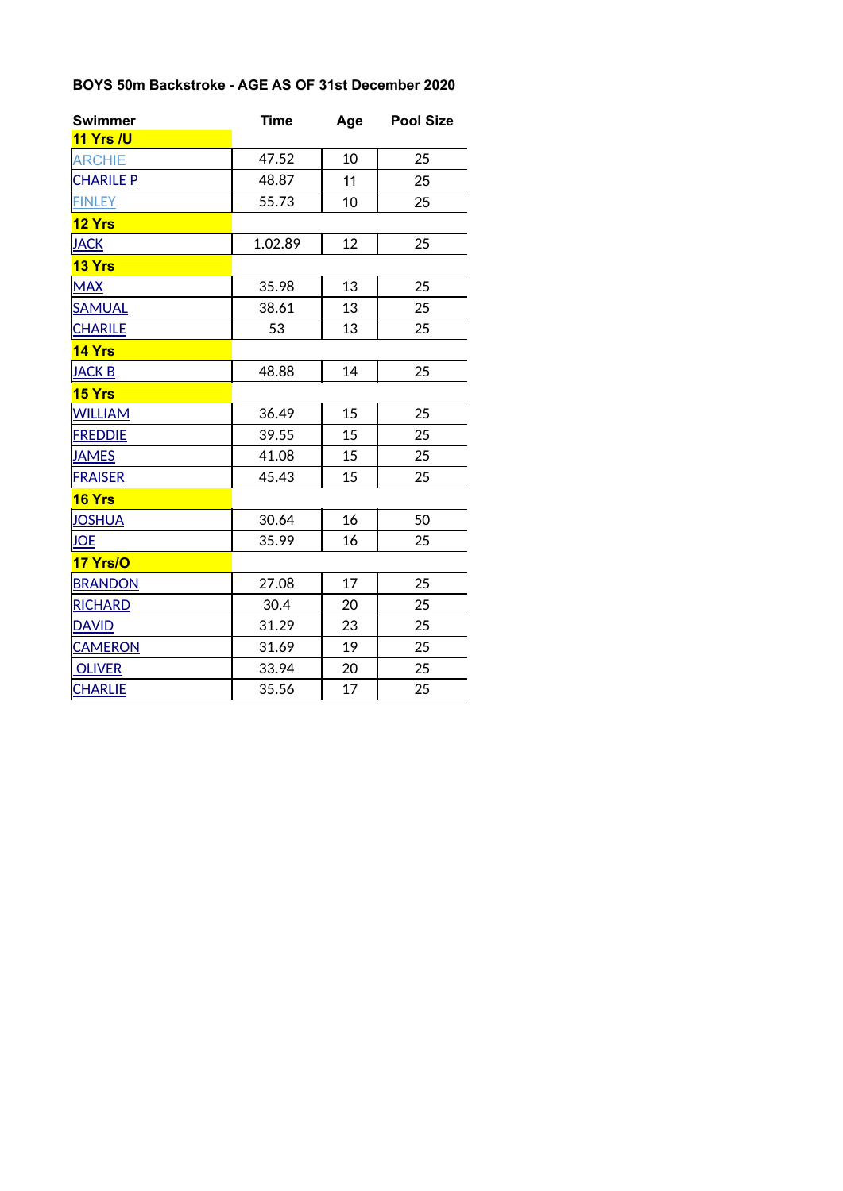**BOYS 50m Backstroke - AGE AS OF 31st December 2020**

| Swimmer | Time | Age | Pool Size |
|---|---|---|---|
| **11 Yrs /U** | | | |
| ARCHIE | 47.52 | 10 | 25 |
| CHARILE P | 48.87 | 11 | 25 |
| FINLEY | 55.73 | 10 | 25 |
| **12 Yrs** | | | |
| JACK | 1.02.89 | 12 | 25 |
| **13 Yrs** | | | |
| MAX | 35.98 | 13 | 25 |
| SAMUAL | 38.61 | 13 | 25 |
| CHARILE | 53 | 13 | 25 |
| **14 Yrs** | | | |
| JACK B | 48.88 | 14 | 25 |
| **15 Yrs** | | | |
| WILLIAM | 36.49 | 15 | 25 |
| FREDDIE | 39.55 | 15 | 25 |
| JAMES | 41.08 | 15 | 25 |
| FRAISER | 45.43 | 15 | 25 |
| **16 Yrs** | | | |
| JOSHUA | 30.64 | 16 | 50 |
| JOE | 35.99 | 16 | 25 |
| **17 Yrs/O** | | | |
| BRANDON | 27.08 | 17 | 25 |
| RICHARD | 30.4 | 20 | 25 |
| DAVID | 31.29 | 23 | 25 |
| CAMERON | 31.69 | 19 | 25 |
| OLIVER | 33.94 | 20 | 25 |
| CHARLIE | 35.56 | 17 | 25 |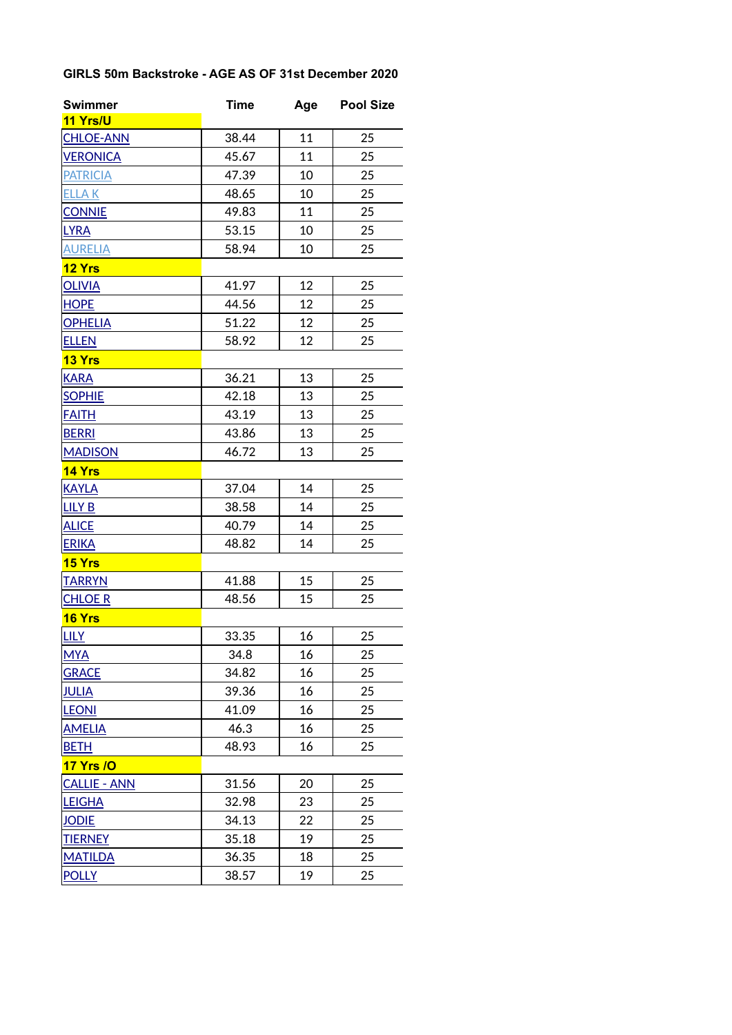### GIRLS 50m Backstroke - AGE AS OF 31st December 2020

| Swimmer | Time | Age | Pool Size |
| --- | --- | --- | --- |
| **11 Yrs/U** | | | |
| CHLOE-ANN | 38.44 | 11 | 25 |
| VERONICA | 45.67 | 11 | 25 |
| PATRICIA | 47.39 | 10 | 25 |
| ELLA K | 48.65 | 10 | 25 |
| CONNIE | 49.83 | 11 | 25 |
| LYRA | 53.15 | 10 | 25 |
| AURELIA | 58.94 | 10 | 25 |
| **12 Yrs** | | | |
| OLIVIA | 41.97 | 12 | 25 |
| HOPE | 44.56 | 12 | 25 |
| OPHELIA | 51.22 | 12 | 25 |
| ELLEN | 58.92 | 12 | 25 |
| **13 Yrs** | | | |
| KARA | 36.21 | 13 | 25 |
| SOPHIE | 42.18 | 13 | 25 |
| FAITH | 43.19 | 13 | 25 |
| BERRI | 43.86 | 13 | 25 |
| MADISON | 46.72 | 13 | 25 |
| **14 Yrs** | | | |
| KAYLA | 37.04 | 14 | 25 |
| LILY B | 38.58 | 14 | 25 |
| ALICE | 40.79 | 14 | 25 |
| ERIKA | 48.82 | 14 | 25 |
| **15 Yrs** | | | |
| TARRYN | 41.88 | 15 | 25 |
| CHLOE R | 48.56 | 15 | 25 |
| **16 Yrs** | | | |
| LILY | 33.35 | 16 | 25 |
| MYA | 34.8 | 16 | 25 |
| GRACE | 34.82 | 16 | 25 |
| JULIA | 39.36 | 16 | 25 |
| LEONI | 41.09 | 16 | 25 |
| AMELIA | 46.3 | 16 | 25 |
| BETH | 48.93 | 16 | 25 |
| **17 Yrs /O** | | | |
| CALLIE - ANN | 31.56 | 20 | 25 |
| LEIGHA | 32.98 | 23 | 25 |
| JODIE | 34.13 | 22 | 25 |
| TIERNEY | 35.18 | 19 | 25 |
| MATILDA | 36.35 | 18 | 25 |
| POLLY | 38.57 | 19 | 25 |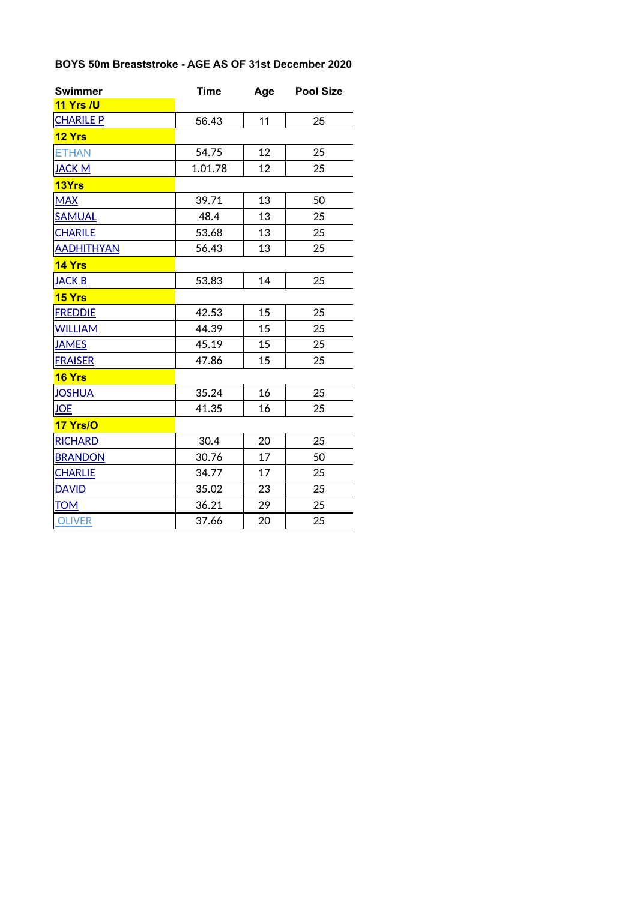**BOYS 50m Breaststroke - AGE AS OF 31st December 2020**

| Swimmer | Time | Age | Pool Size |
| --- | --- | --- | --- |
| **11 Yrs /U** | | | |
| CHARILE P | 56.43 | 11 | 25 |
| **12 Yrs** | | | |
| ETHAN | 54.75 | 12 | 25 |
| JACK M | 1.01.78 | 12 | 25 |
| **13Yrs** | | | |
| MAX | 39.71 | 13 | 50 |
| SAMUAL | 48.4 | 13 | 25 |
| CHARILE | 53.68 | 13 | 25 |
| AADHITHYAN | 56.43 | 13 | 25 |
| **14 Yrs** | | | |
| JACK B | 53.83 | 14 | 25 |
| **15 Yrs** | | | |
| FREDDIE | 42.53 | 15 | 25 |
| WILLIAM | 44.39 | 15 | 25 |
| JAMES | 45.19 | 15 | 25 |
| FRAISER | 47.86 | 15 | 25 |
| **16 Yrs** | | | |
| JOSHUA | 35.24 | 16 | 25 |
| JOE | 41.35 | 16 | 25 |
| **17 Yrs/O** | | | |
| RICHARD | 30.4 | 20 | 25 |
| BRANDON | 30.76 | 17 | 50 |
| CHARLIE | 34.77 | 17 | 25 |
| DAVID | 35.02 | 23 | 25 |
| TOM | 36.21 | 29 | 25 |
| OLIVER | 37.66 | 20 | 25 |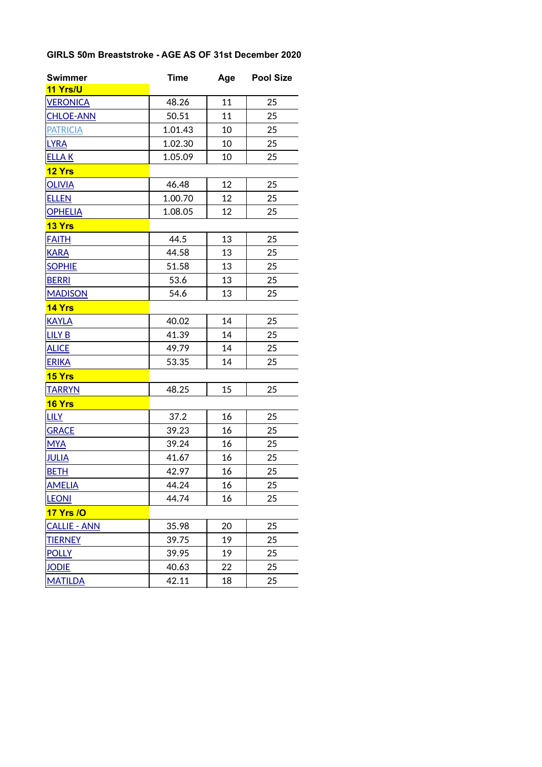**GIRLS 50m Breaststroke - AGE AS OF 31st December 2020**

| Swimmer | Time | Age | Pool Size |
|---|---|---|---|
| **11 Yrs/U** | | | |
| VERONICA | 48.26 | 11 | 25 |
| CHLOE-ANN | 50.51 | 11 | 25 |
| PATRICIA | 1.01.43 | 10 | 25 |
| LYRA | 1.02.30 | 10 | 25 |
| ELLA K | 1.05.09 | 10 | 25 |
| **12 Yrs** | | | |
| OLIVIA | 46.48 | 12 | 25 |
| ELLEN | 1.00.70 | 12 | 25 |
| OPHELIA | 1.08.05 | 12 | 25 |
| **13 Yrs** | | | |
| FAITH | 44.5 | 13 | 25 |
| KARA | 44.58 | 13 | 25 |
| SOPHIE | 51.58 | 13 | 25 |
| BERRI | 53.6 | 13 | 25 |
| MADISON | 54.6 | 13 | 25 |
| **14 Yrs** | | | |
| KAYLA | 40.02 | 14 | 25 |
| LILY B | 41.39 | 14 | 25 |
| ALICE | 49.79 | 14 | 25 |
| ERIKA | 53.35 | 14 | 25 |
| **15 Yrs** | | | |
| TARRYN | 48.25 | 15 | 25 |
| **16 Yrs** | | | |
| LILY | 37.2 | 16 | 25 |
| GRACE | 39.23 | 16 | 25 |
| MYA | 39.24 | 16 | 25 |
| JULIA | 41.67 | 16 | 25 |
| BETH | 42.97 | 16 | 25 |
| AMELIA | 44.24 | 16 | 25 |
| LEONI | 44.74 | 16 | 25 |
| **17 Yrs /O** | | | |
| CALLIE - ANN | 35.98 | 20 | 25 |
| TIERNEY | 39.75 | 19 | 25 |
| POLLY | 39.95 | 19 | 25 |
| JODIE | 40.63 | 22 | 25 |
| MATILDA | 42.11 | 18 | 25 |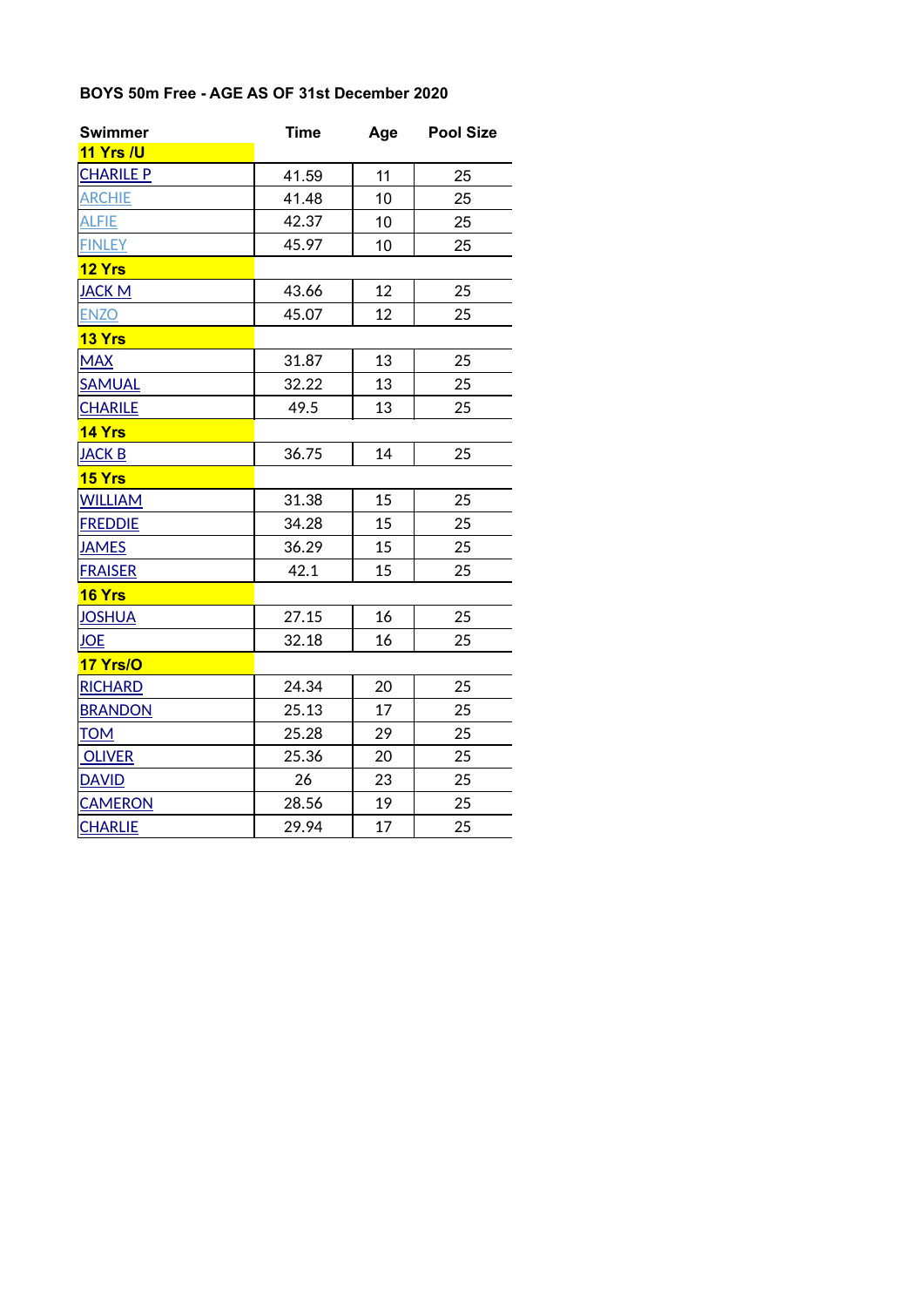**BOYS 50m Free - AGE AS OF 31st December 2020**

| Swimmer | Time | Age | Pool Size |
|---|---|---|---|
| **11 Yrs /U** | | | |
| CHARILE P | 41.59 | 11 | 25 |
| ARCHIE | 41.48 | 10 | 25 |
| ALFIE | 42.37 | 10 | 25 |
| FINLEY | 45.97 | 10 | 25 |
| **12 Yrs** | | | |
| JACK M | 43.66 | 12 | 25 |
| ENZO | 45.07 | 12 | 25 |
| **13 Yrs** | | | |
| MAX | 31.87 | 13 | 25 |
| SAMUAL | 32.22 | 13 | 25 |
| CHARILE | 49.5 | 13 | 25 |
| **14 Yrs** | | | |
| JACK B | 36.75 | 14 | 25 |
| **15 Yrs** | | | |
| WILLIAM | 31.38 | 15 | 25 |
| FREDDIE | 34.28 | 15 | 25 |
| JAMES | 36.29 | 15 | 25 |
| FRAISER | 42.1 | 15 | 25 |
| **16 Yrs** | | | |
| JOSHUA | 27.15 | 16 | 25 |
| JOE | 32.18 | 16 | 25 |
| **17 Yrs/O** | | | |
| RICHARD | 24.34 | 20 | 25 |
| BRANDON | 25.13 | 17 | 25 |
| TOM | 25.28 | 29 | 25 |
| OLIVER | 25.36 | 20 | 25 |
| DAVID | 26 | 23 | 25 |
| CAMERON | 28.56 | 19 | 25 |
| CHARLIE | 29.94 | 17 | 25 |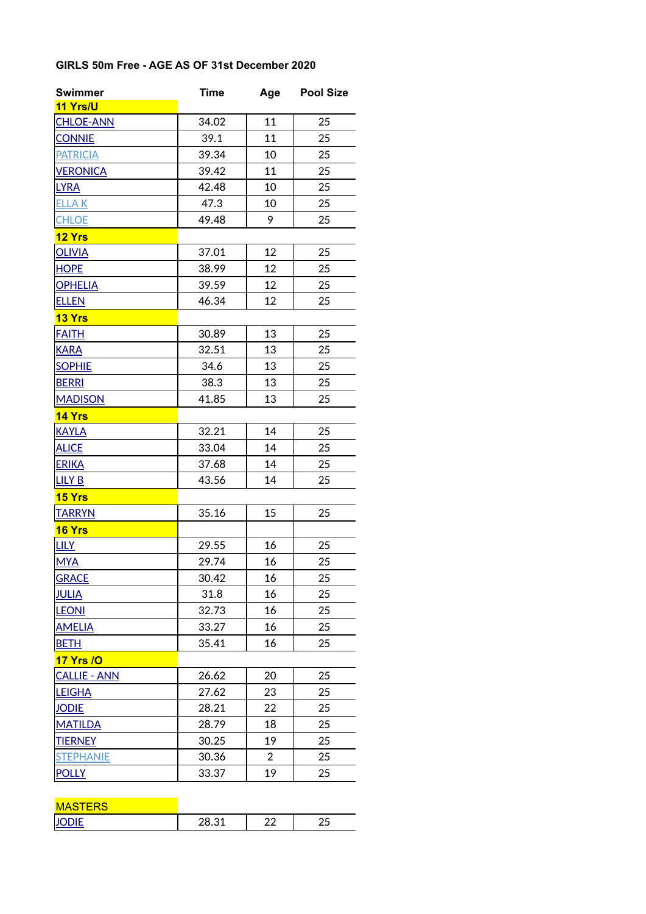**GIRLS 50m Free - AGE AS OF 31st December 2020**

| Swimmer | Time | Age | Pool Size |
|---|---|---|---|
| **11 Yrs/U** | | | |
| CHLOE-ANN | 34.02 | 11 | 25 |
| CONNIE | 39.1 | 11 | 25 |
| PATRICIA | 39.34 | 10 | 25 |
| VERONICA | 39.42 | 11 | 25 |
| LYRA | 42.48 | 10 | 25 |
| ELLA K | 47.3 | 10 | 25 |
| CHLOE | 49.48 | 9 | 25 |
| **12 Yrs** | | | |
| OLIVIA | 37.01 | 12 | 25 |
| HOPE | 38.99 | 12 | 25 |
| OPHELIA | 39.59 | 12 | 25 |
| ELLEN | 46.34 | 12 | 25 |
| **13 Yrs** | | | |
| FAITH | 30.89 | 13 | 25 |
| KARA | 32.51 | 13 | 25 |
| SOPHIE | 34.6 | 13 | 25 |
| BERRI | 38.3 | 13 | 25 |
| MADISON | 41.85 | 13 | 25 |
| **14 Yrs** | | | |
| KAYLA | 32.21 | 14 | 25 |
| ALICE | 33.04 | 14 | 25 |
| ERIKA | 37.68 | 14 | 25 |
| LILY B | 43.56 | 14 | 25 |
| **15 Yrs** | | | |
| TARRYN | 35.16 | 15 | 25 |
| **16 Yrs** | | | |
| LILY | 29.55 | 16 | 25 |
| MYA | 29.74 | 16 | 25 |
| GRACE | 30.42 | 16 | 25 |
| JULIA | 31.8 | 16 | 25 |
| LEONI | 32.73 | 16 | 25 |
| AMELIA | 33.27 | 16 | 25 |
| BETH | 35.41 | 16 | 25 |
| **17 Yrs /O** | | | |
| CALLIE - ANN | 26.62 | 20 | 25 |
| LEIGHA | 27.62 | 23 | 25 |
| JODIE | 28.21 | 22 | 25 |
| MATILDA | 28.79 | 18 | 25 |
| TIERNEY | 30.25 | 19 | 25 |
| STEPHANIE | 30.36 | 2 | 25 |
| POLLY | 33.37 | 19 | 25 |

| | | | |
|---|---|---|---|
| MASTERS | | | |
| JODIE | 28.31 | 22 | 25 |